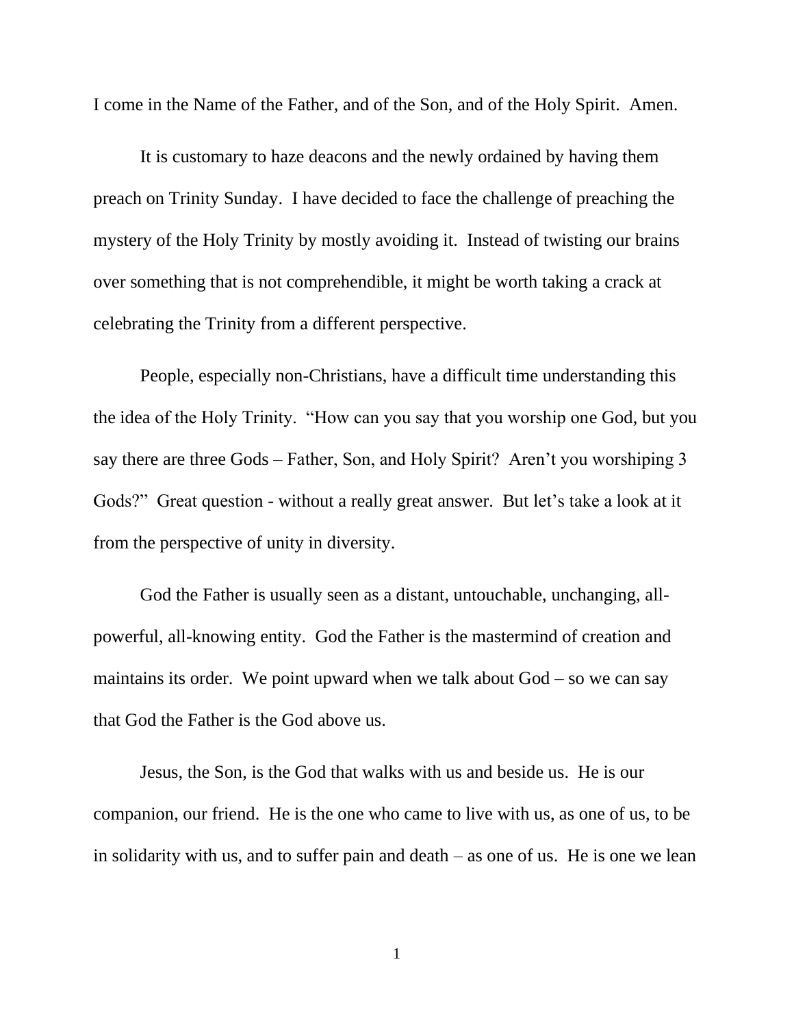I come in the Name of the Father, and of the Son, and of the Holy Spirit. Amen.

It is customary to haze deacons and the newly ordained by having them preach on Trinity Sunday. I have decided to face the challenge of preaching the mystery of the Holy Trinity by mostly avoiding it. Instead of twisting our brains over something that is not comprehendible, it might be worth taking a crack at celebrating the Trinity from a different perspective.

People, especially non-Christians, have a difficult time understanding this the idea of the Holy Trinity. "How can you say that you worship one God, but you say there are three Gods – Father, Son, and Holy Spirit? Aren't you worshiping 3 Gods?" Great question - without a really great answer. But let's take a look at it from the perspective of unity in diversity.

God the Father is usually seen as a distant, untouchable, unchanging, all-powerful, all-knowing entity. God the Father is the mastermind of creation and maintains its order. We point upward when we talk about God – so we can say that God the Father is the God above us.

Jesus, the Son, is the God that walks with us and beside us. He is our companion, our friend. He is the one who came to live with us, as one of us, to be in solidarity with us, and to suffer pain and death – as one of us. He is one we lean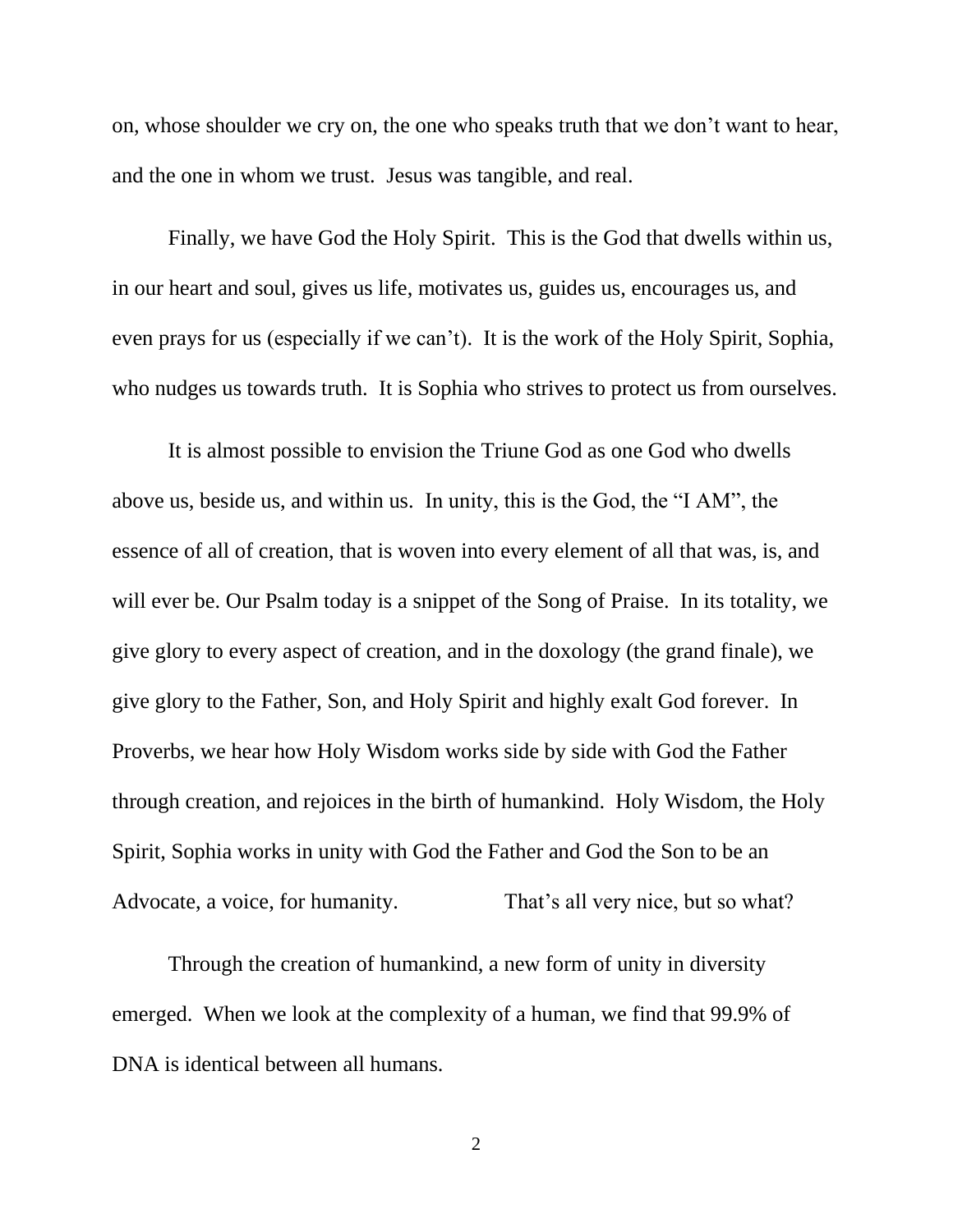on, whose shoulder we cry on, the one who speaks truth that we don't want to hear, and the one in whom we trust. Jesus was tangible, and real.

Finally, we have God the Holy Spirit. This is the God that dwells within us, in our heart and soul, gives us life, motivates us, guides us, encourages us, and even prays for us (especially if we can't). It is the work of the Holy Spirit, Sophia, who nudges us towards truth. It is Sophia who strives to protect us from ourselves.

It is almost possible to envision the Triune God as one God who dwells above us, beside us, and within us. In unity, this is the God, the "I AM", the essence of all of creation, that is woven into every element of all that was, is, and will ever be. Our Psalm today is a snippet of the Song of Praise. In its totality, we give glory to every aspect of creation, and in the doxology (the grand finale), we give glory to the Father, Son, and Holy Spirit and highly exalt God forever. In Proverbs, we hear how Holy Wisdom works side by side with God the Father through creation, and rejoices in the birth of humankind. Holy Wisdom, the Holy Spirit, Sophia works in unity with God the Father and God the Son to be an Advocate, a voice, for humanity. That's all very nice, but so what?

Through the creation of humankind, a new form of unity in diversity emerged. When we look at the complexity of a human, we find that 99.9% of DNA is identical between all humans.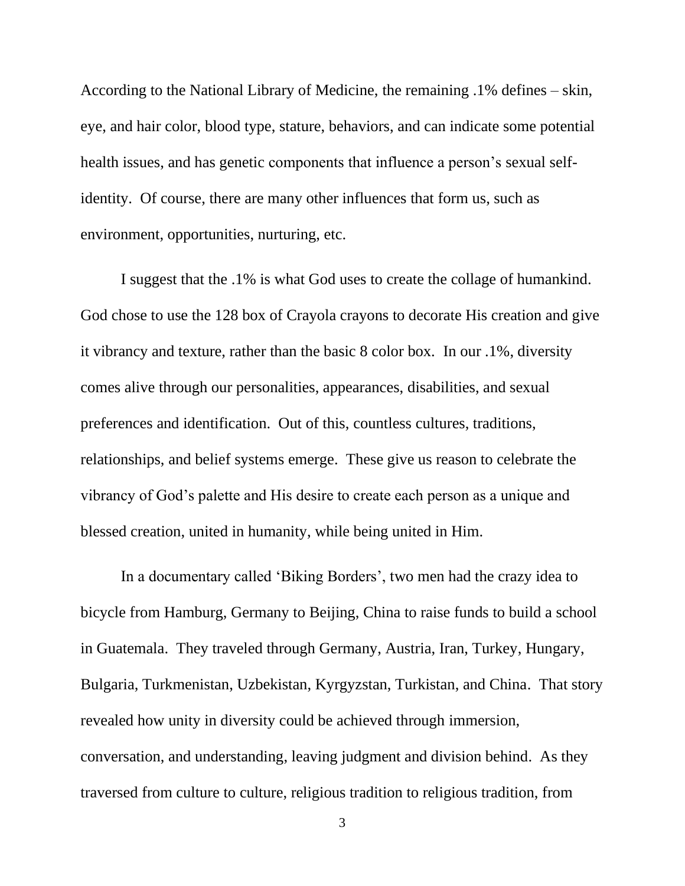According to the National Library of Medicine, the remaining .1% defines – skin, eye, and hair color, blood type, stature, behaviors, and can indicate some potential health issues, and has genetic components that influence a person's sexual self-identity. Of course, there are many other influences that form us, such as environment, opportunities, nurturing, etc.

I suggest that the .1% is what God uses to create the collage of humankind. God chose to use the 128 box of Crayola crayons to decorate His creation and give it vibrancy and texture, rather than the basic 8 color box. In our .1%, diversity comes alive through our personalities, appearances, disabilities, and sexual preferences and identification. Out of this, countless cultures, traditions, relationships, and belief systems emerge. These give us reason to celebrate the vibrancy of God's palette and His desire to create each person as a unique and blessed creation, united in humanity, while being united in Him.

In a documentary called 'Biking Borders', two men had the crazy idea to bicycle from Hamburg, Germany to Beijing, China to raise funds to build a school in Guatemala. They traveled through Germany, Austria, Iran, Turkey, Hungary, Bulgaria, Turkmenistan, Uzbekistan, Kyrgyzstan, Turkistan, and China. That story revealed how unity in diversity could be achieved through immersion, conversation, and understanding, leaving judgment and division behind. As they traversed from culture to culture, religious tradition to religious tradition, from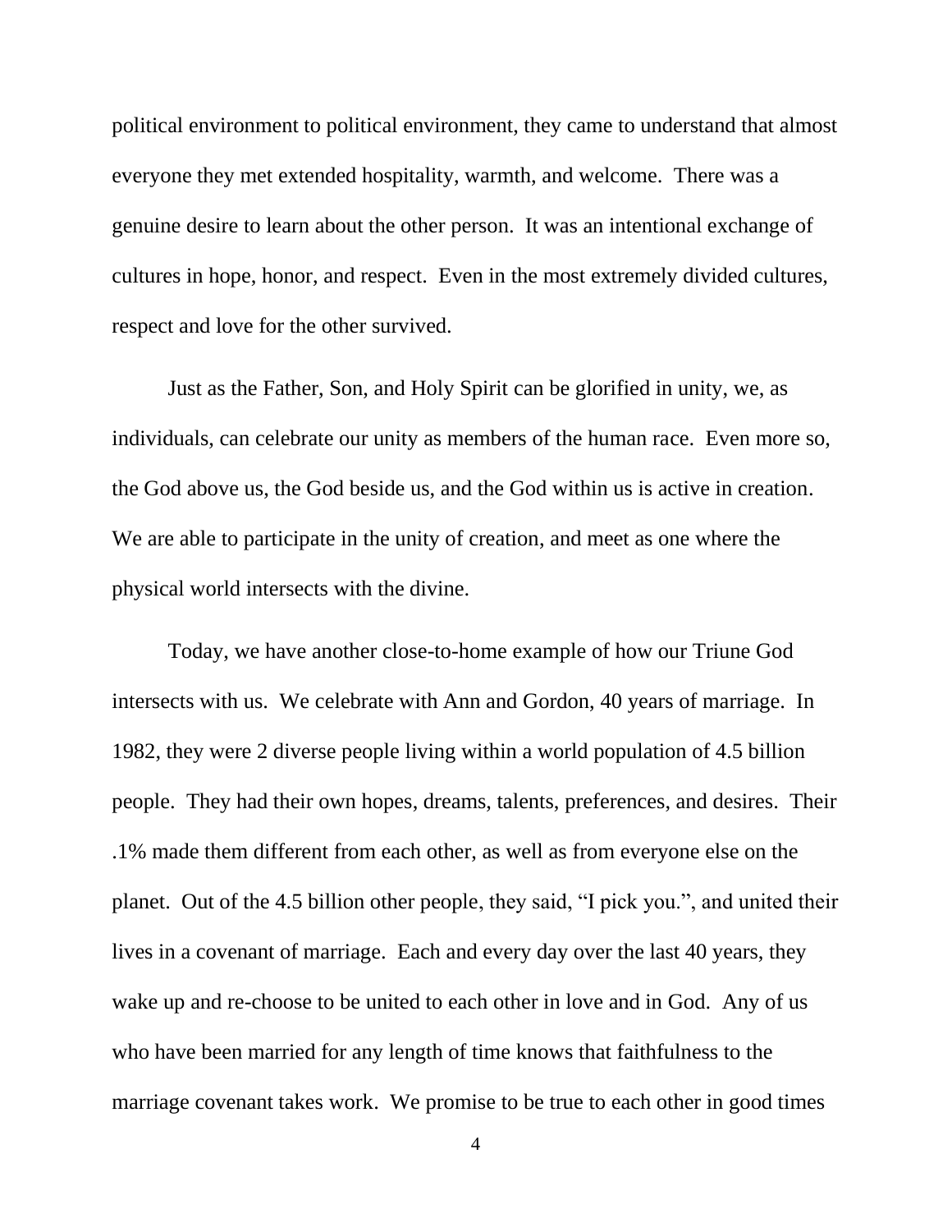political environment to political environment, they came to understand that almost everyone they met extended hospitality, warmth, and welcome. There was a genuine desire to learn about the other person. It was an intentional exchange of cultures in hope, honor, and respect. Even in the most extremely divided cultures, respect and love for the other survived.

Just as the Father, Son, and Holy Spirit can be glorified in unity, we, as individuals, can celebrate our unity as members of the human race. Even more so, the God above us, the God beside us, and the God within us is active in creation. We are able to participate in the unity of creation, and meet as one where the physical world intersects with the divine.

Today, we have another close-to-home example of how our Triune God intersects with us. We celebrate with Ann and Gordon, 40 years of marriage. In 1982, they were 2 diverse people living within a world population of 4.5 billion people. They had their own hopes, dreams, talents, preferences, and desires. Their .1% made them different from each other, as well as from everyone else on the planet. Out of the 4.5 billion other people, they said, "I pick you.", and united their lives in a covenant of marriage. Each and every day over the last 40 years, they wake up and re-choose to be united to each other in love and in God. Any of us who have been married for any length of time knows that faithfulness to the marriage covenant takes work. We promise to be true to each other in good times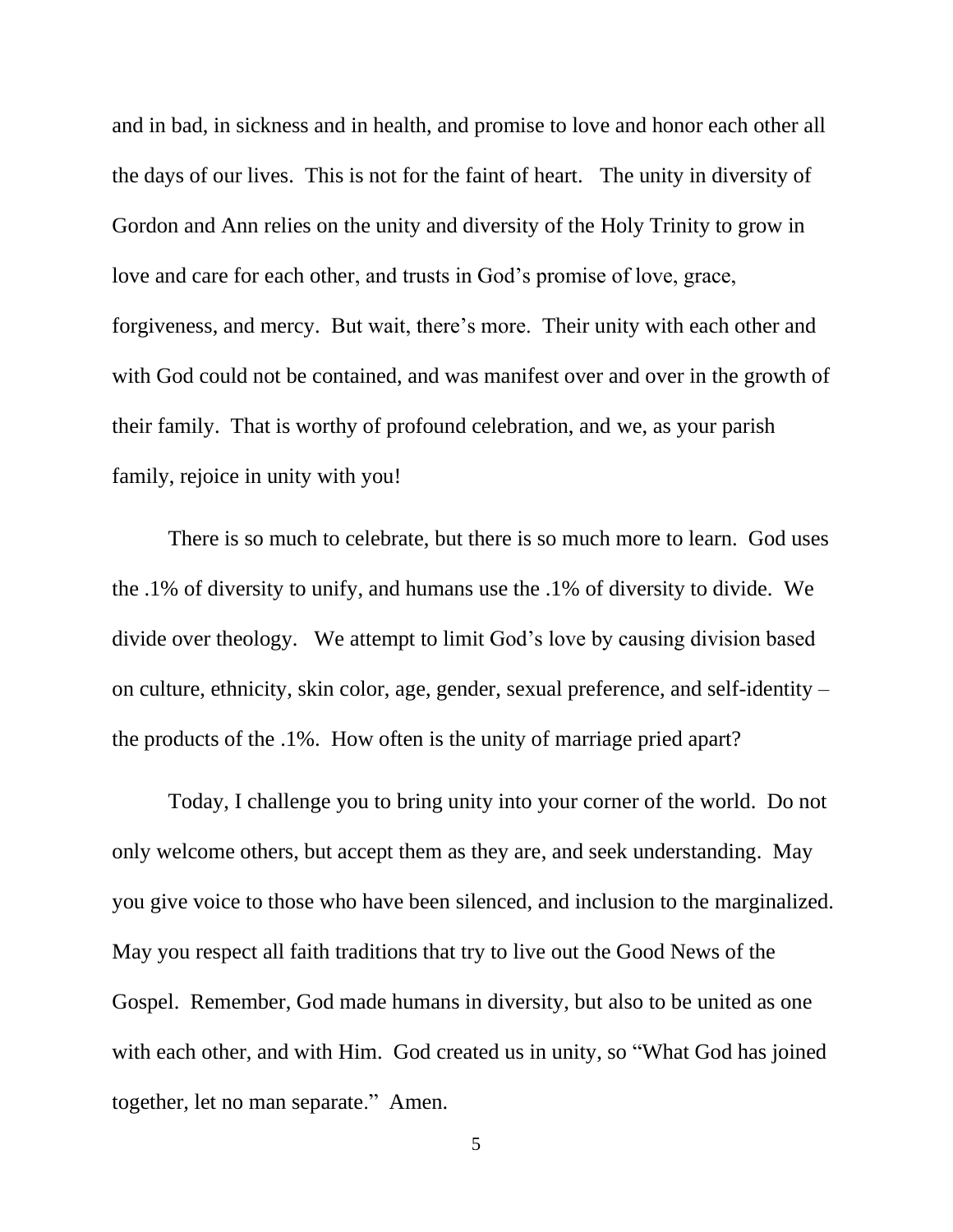and in bad, in sickness and in health, and promise to love and honor each other all the days of our lives. This is not for the faint of heart. The unity in diversity of Gordon and Ann relies on the unity and diversity of the Holy Trinity to grow in love and care for each other, and trusts in God's promise of love, grace, forgiveness, and mercy. But wait, there's more. Their unity with each other and with God could not be contained, and was manifest over and over in the growth of their family. That is worthy of profound celebration, and we, as your parish family, rejoice in unity with you!

There is so much to celebrate, but there is so much more to learn. God uses the .1% of diversity to unify, and humans use the .1% of diversity to divide. We divide over theology. We attempt to limit God's love by causing division based on culture, ethnicity, skin color, age, gender, sexual preference, and self-identity – the products of the .1%. How often is the unity of marriage pried apart?

Today, I challenge you to bring unity into your corner of the world. Do not only welcome others, but accept them as they are, and seek understanding. May you give voice to those who have been silenced, and inclusion to the marginalized. May you respect all faith traditions that try to live out the Good News of the Gospel. Remember, God made humans in diversity, but also to be united as one with each other, and with Him. God created us in unity, so "What God has joined together, let no man separate." Amen.